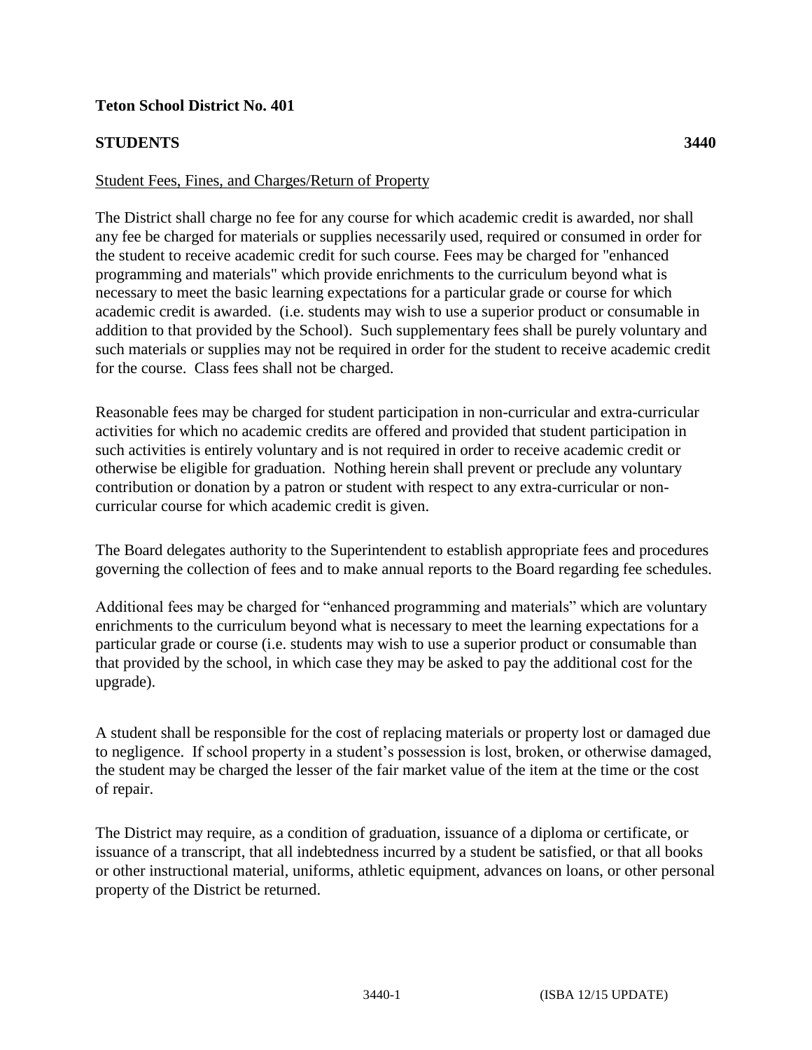**Teton School District No. 401**

**STUDENTS** **3440**

Student Fees, Fines, and Charges/Return of Property

The District shall charge no fee for any course for which academic credit is awarded, nor shall any fee be charged for materials or supplies necessarily used, required or consumed in order for the student to receive academic credit for such course. Fees may be charged for "enhanced programming and materials" which provide enrichments to the curriculum beyond what is necessary to meet the basic learning expectations for a particular grade or course for which academic credit is awarded. (i.e. students may wish to use a superior product or consumable in addition to that provided by the School). Such supplementary fees shall be purely voluntary and such materials or supplies may not be required in order for the student to receive academic credit for the course. Class fees shall not be charged.

Reasonable fees may be charged for student participation in non-curricular and extra-curricular activities for which no academic credits are offered and provided that student participation in such activities is entirely voluntary and is not required in order to receive academic credit or otherwise be eligible for graduation. Nothing herein shall prevent or preclude any voluntary contribution or donation by a patron or student with respect to any extra-curricular or non-curricular course for which academic credit is given.

The Board delegates authority to the Superintendent to establish appropriate fees and procedures governing the collection of fees and to make annual reports to the Board regarding fee schedules.

Additional fees may be charged for "enhanced programming and materials" which are voluntary enrichments to the curriculum beyond what is necessary to meet the learning expectations for a particular grade or course (i.e. students may wish to use a superior product or consumable than that provided by the school, in which case they may be asked to pay the additional cost for the upgrade).

A student shall be responsible for the cost of replacing materials or property lost or damaged due to negligence. If school property in a student's possession is lost, broken, or otherwise damaged, the student may be charged the lesser of the fair market value of the item at the time or the cost of repair.

The District may require, as a condition of graduation, issuance of a diploma or certificate, or issuance of a transcript, that all indebtedness incurred by a student be satisfied, or that all books or other instructional material, uniforms, athletic equipment, advances on loans, or other personal property of the District be returned.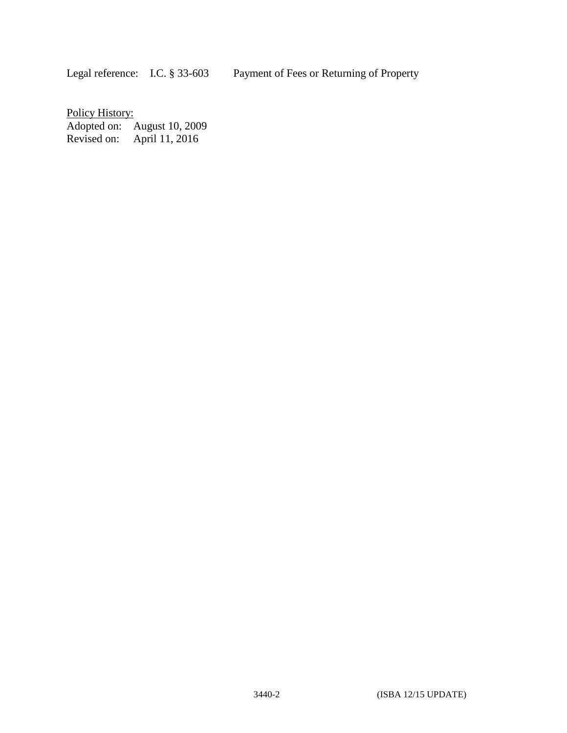Legal reference: I.C. § 33-603 Payment of Fees or Returning of Property

Policy History:
Adopted on: August 10, 2009
Revised on: April 11, 2016